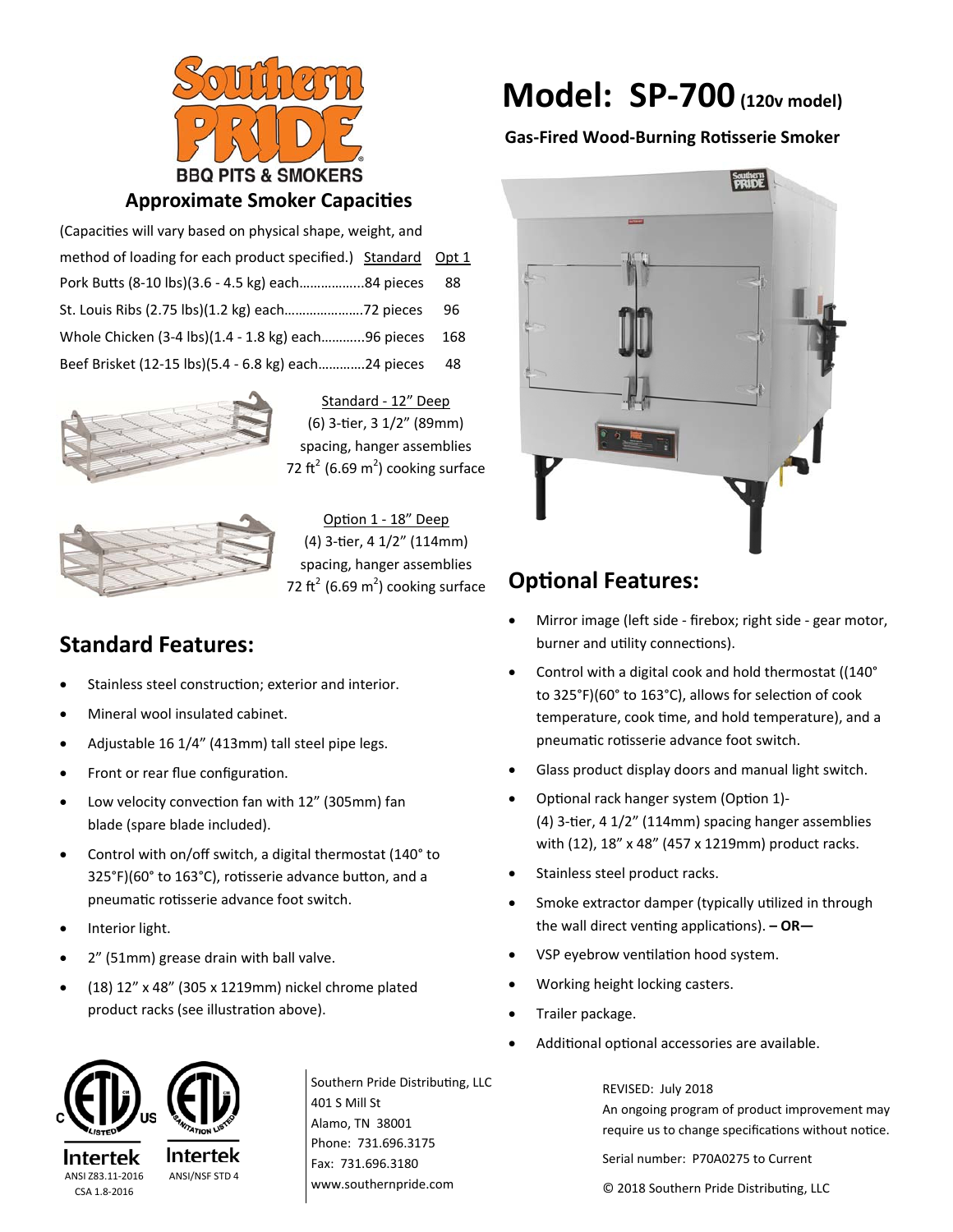# Model: SP-700 (120v model)

**Gas-Fired Wood-Burning Rotisserie Smoker**

Southern PRIDE
BBQ PITS & SMOKERS

## Approximate Smoker Capacities

(Capacities will vary based on physical shape, weight, and method of loading for each product specified.)

| | Standard | Opt 1 |
|---|---|---|
| Pork Butts (8-10 lbs)(3.6 - 4.5 kg) each | 84 pieces | 88 |
| St. Louis Ribs (2.75 lbs)(1.2 kg) each | 72 pieces | 96 |
| Whole Chicken (3-4 lbs)(1.4 - 1.8 kg) each | 96 pieces | 168 |
| Beef Brisket (12-15 lbs)(5.4 - 6.8 kg) each | 24 pieces | 48 |

Standard - 12" Deep
(6) 3-tier, 3 1/2" (89mm) spacing, hanger assemblies
72 $ft^2$ (6.69 $m^2$) cooking surface

Option 1 - 18" Deep
(4) 3-tier, 4 1/2" (114mm) spacing, hanger assemblies
72 $ft^2$ (6.69 $m^2$) cooking surface

## Standard Features:

- Stainless steel construction; exterior and interior.
- Mineral wool insulated cabinet.
- Adjustable 16 1/4" (413mm) tall steel pipe legs.
- Front or rear flue configuration.
- Low velocity convection fan with 12" (305mm) fan blade (spare blade included).
- Control with on/off switch, a digital thermostat (140° to 325°F)(60° to 163°C), rotisserie advance button, and a pneumatic rotisserie advance foot switch.
- Interior light.
- 2" (51mm) grease drain with ball valve.
- (18) 12" x 48" (305 x 1219mm) nickel chrome plated product racks (see illustration above).

## Optional Features:

- Mirror image (left side - firebox; right side - gear motor, burner and utility connections).
- Control with a digital cook and hold thermostat ((140° to 325°F)(60° to 163°C), allows for selection of cook temperature, cook time, and hold temperature), and a pneumatic rotisserie advance foot switch.
- Glass product display doors and manual light switch.
- Optional rack hanger system (Option 1)- (4) 3-tier, 4 1/2" (114mm) spacing hanger assemblies with (12), 18" x 48" (457 x 1219mm) product racks.
- Stainless steel product racks.
- Smoke extractor damper (typically utilized in through the wall direct venting applications). **– OR—**
- VSP eyebrow ventilation hood system.
- Working height locking casters.
- Trailer package.
- Additional optional accessories are available.

Intertek
ANSI Z83.11-2016
CSA 1.8-2016

Intertek
ANSI/NSF STD 4

Southern Pride Distributing, LLC
401 S Mill St
Alamo, TN 38001
Phone: 731.696.3175
Fax: 731.696.3180
www.southernpride.com

REVISED: July 2018
An ongoing program of product improvement may require us to change specifications without notice.

Serial number: P70A0275 to Current

© 2018 Southern Pride Distributing, LLC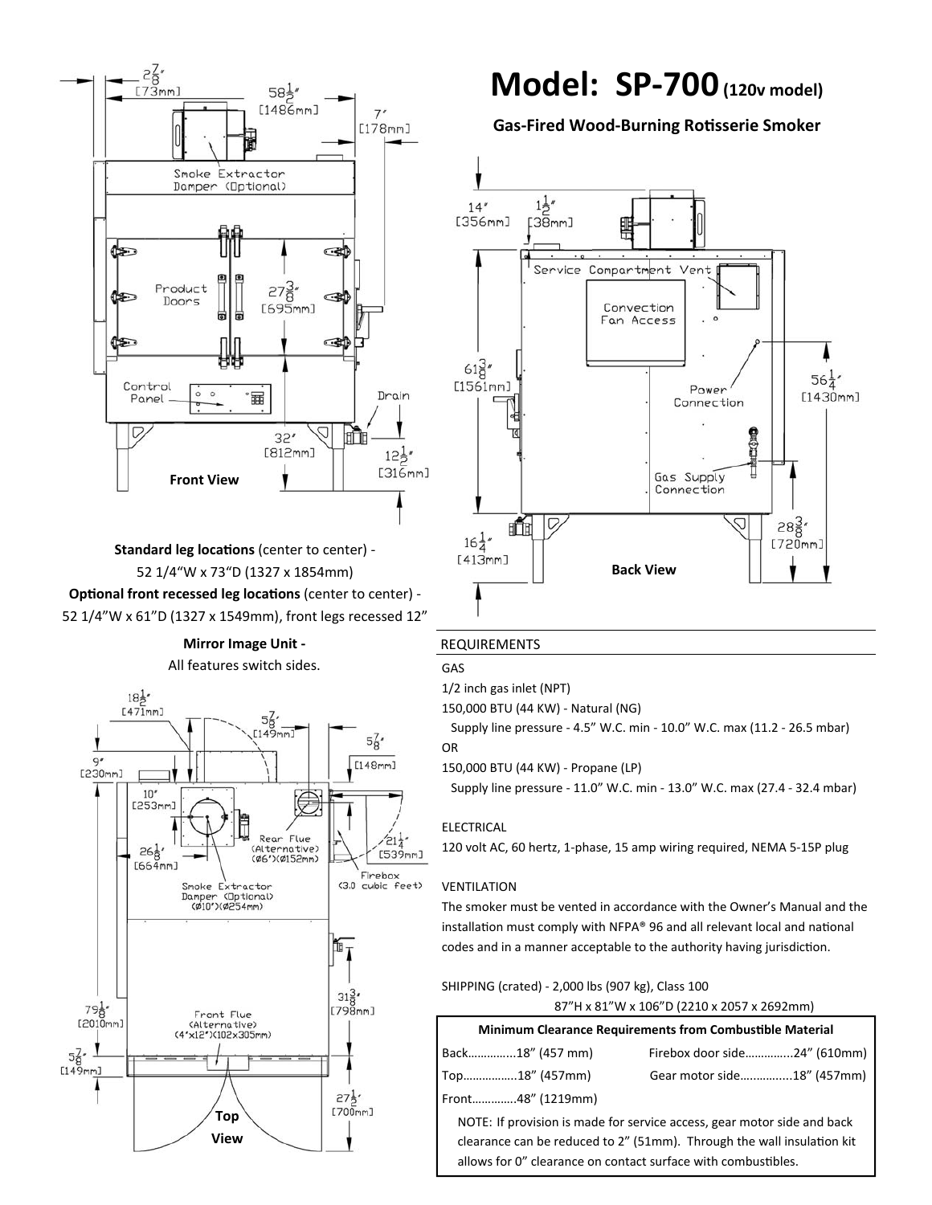# Model: SP-700 (120v model)

**Gas-Fired Wood-Burning Rotisserie Smoker**

2 7/8"
[73mm]
58 1/2"
[1486mm]
7"
[178mm]
Smoke Extractor
Damper (Optional)
Product
Doors
27 3/8"
[695mm]
Control
Panel
Drain
32"
[812mm]
12 1/2"
[316mm]

**Front View**

14"
[356mm]
1 1/2"
[38mm]
Service Compartment Vent
Convection
Fan Access
61 3/8"
[1561mm]
Power
Connection
56 1/4"
[1430mm]
Gas Supply
Connection
16 1/4"
[413mm]
28 3/8"
[720mm]

**Back View**

**Standard leg locations** (center to center) -
52 1/4"W x 73"D (1327 x 1854mm)
**Optional front recessed leg locations** (center to center) -
52 1/4"W x 61"D (1327 x 1549mm), front legs recessed 12"

**Mirror Image Unit -**
All features switch sides.

18 1/2"
[471mm]
5 7/8"
[149mm]
5 7/8"
[148mm]
9"
[230mm]
10"
[253mm]
Rear Flue
(Alternative)
(Ø6")(Ø152mm)
21 1/4"
[539mm]
26 1/8"
[664mm]
Firebox
(3.0 cubic feet)
Smoke Extractor
Damper (Optional)
(Ø10")(Ø254mm)
31 3/8"
[798mm]
79 1/8"
[2010mm]
Front Flue
(Alternative)
(4"x12")(102x305mm)
5 7/8"
[149mm]
27 1/2"
[700mm]

**Top View**

REQUIREMENTS

GAS

1/2 inch gas inlet (NPT)

150,000 BTU (44 KW) - Natural (NG)
Supply line pressure - 4.5" W.C. min - 10.0" W.C. max (11.2 - 26.5 mbar)

OR

150,000 BTU (44 KW) - Propane (LP)
Supply line pressure - 11.0" W.C. min - 13.0" W.C. max (27.4 - 32.4 mbar)

ELECTRICAL

120 volt AC, 60 hertz, 1-phase, 15 amp wiring required, NEMA 5-15P plug

VENTILATION

The smoker must be vented in accordance with the Owner's Manual and the installation must comply with NFPA® 96 and all relevant local and national codes and in a manner acceptable to the authority having jurisdiction.

SHIPPING (crated) - 2,000 lbs (907 kg), Class 100
87"H x 81"W x 106"D (2210 x 2057 x 2692mm)

**Minimum Clearance Requirements from Combustible Material**

| | |
|---|---|
| Back..............18" (457 mm) | Firebox door side..............24" (610mm) |
| Top................18" (457mm) | Gear motor side...............18" (457mm) |
| Front.............48" (1219mm) | |

NOTE: If provision is made for service access, gear motor side and back clearance can be reduced to 2" (51mm). Through the wall insulation kit allows for 0" clearance on contact surface with combustibles.